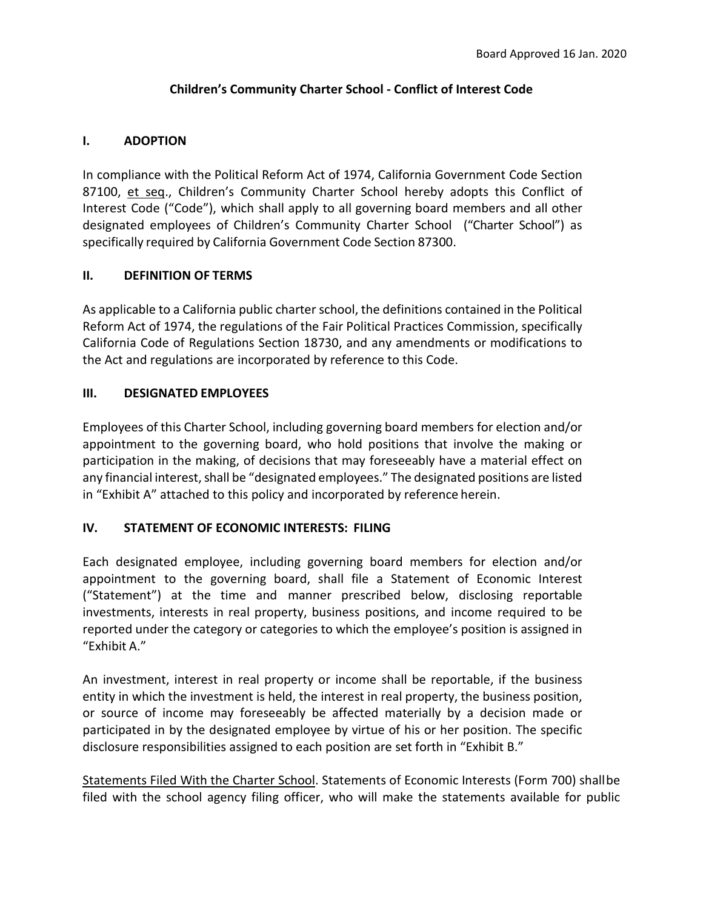Board Approved 16 Jan. 2020

# Children's Community Charter School - Conflict of Interest Code

## I. ADOPTION

In compliance with the Political Reform Act of 1974, California Government Code Section 87100, et seq., Children's Community Charter School hereby adopts this Conflict of Interest Code ("Code"), which shall apply to all governing board members and all other designated employees of Children's Community Charter School ("Charter School") as specifically required by California Government Code Section 87300.

## II. DEFINITION OF TERMS

As applicable to a California public charter school, the definitions contained in the Political Reform Act of 1974, the regulations of the Fair Political Practices Commission, specifically California Code of Regulations Section 18730, and any amendments or modifications to the Act and regulations are incorporated by reference to this Code.

## III. DESIGNATED EMPLOYEES

Employees of this Charter School, including governing board members for election and/or appointment to the governing board, who hold positions that involve the making or participation in the making, of decisions that may foreseeably have a material effect on any financial interest, shall be "designated employees." The designated positions are listed in "Exhibit A" attached to this policy and incorporated by reference herein.

## IV. STATEMENT OF ECONOMIC INTERESTS: FILING

Each designated employee, including governing board members for election and/or appointment to the governing board, shall file a Statement of Economic Interest ("Statement") at the time and manner prescribed below, disclosing reportable investments, interests in real property, business positions, and income required to be reported under the category or categories to which the employee's position is assigned in "Exhibit A."

An investment, interest in real property or income shall be reportable, if the business entity in which the investment is held, the interest in real property, the business position, or source of income may foreseeably be affected materially by a decision made or participated in by the designated employee by virtue of his or her position. The specific disclosure responsibilities assigned to each position are set forth in "Exhibit B."

Statements Filed With the Charter School. Statements of Economic Interests (Form 700) shall be filed with the school agency filing officer, who will make the statements available for public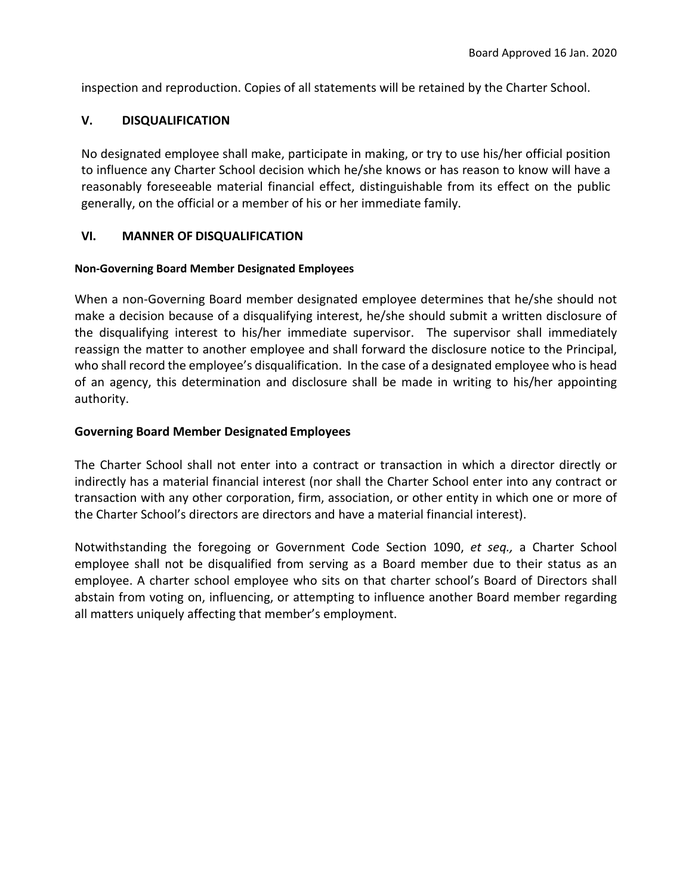inspection and reproduction. Copies of all statements will be retained by the Charter School.

## V. DISQUALIFICATION

No designated employee shall make, participate in making, or try to use his/her official position to influence any Charter School decision which he/she knows or has reason to know will have a reasonably foreseeable material financial effect, distinguishable from its effect on the public generally, on the official or a member of his or her immediate family.

## VI. MANNER OF DISQUALIFICATION

### Non-Governing Board Member Designated Employees

When a non-Governing Board member designated employee determines that he/she should not make a decision because of a disqualifying interest, he/she should submit a written disclosure of the disqualifying interest to his/her immediate supervisor. The supervisor shall immediately reassign the matter to another employee and shall forward the disclosure notice to the Principal, who shall record the employee's disqualification. In the case of a designated employee who is head of an agency, this determination and disclosure shall be made in writing to his/her appointing authority.

### Governing Board Member Designated Employees

The Charter School shall not enter into a contract or transaction in which a director directly or indirectly has a material financial interest (nor shall the Charter School enter into any contract or transaction with any other corporation, firm, association, or other entity in which one or more of the Charter School's directors are directors and have a material financial interest).

Notwithstanding the foregoing or Government Code Section 1090, *et seq.,* a Charter School employee shall not be disqualified from serving as a Board member due to their status as an employee. A charter school employee who sits on that charter school's Board of Directors shall abstain from voting on, influencing, or attempting to influence another Board member regarding all matters uniquely affecting that member's employment.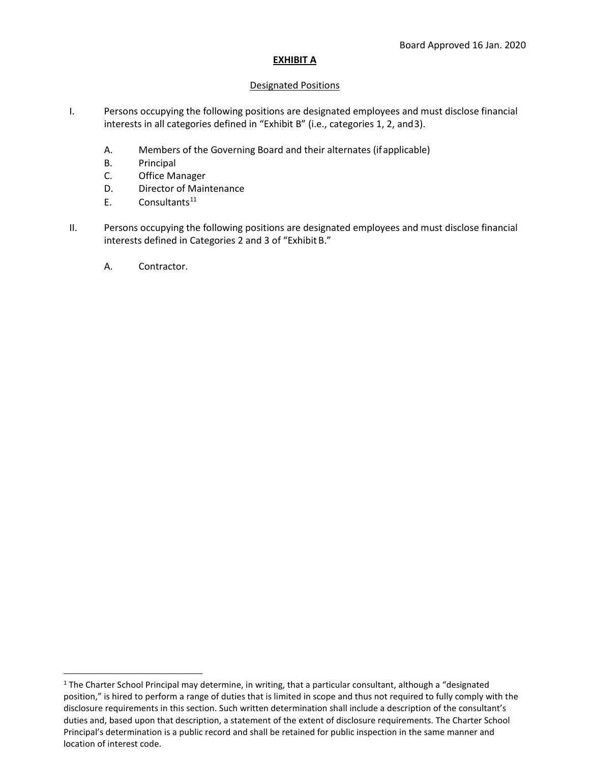Board Approved 16 Jan. 2020

**EXHIBIT A**

Designated Positions

I. Persons occupying the following positions are designated employees and must disclose financial interests in all categories defined in "Exhibit B" (i.e., categories 1, 2, and 3).

   A. Members of the Governing Board and their alternates (if applicable)
   B. Principal
   C. Office Manager
   D. Director of Maintenance
   E. Consultants[1]

II. Persons occupying the following positions are designated employees and must disclose financial interests defined in Categories 2 and 3 of "Exhibit B."

   A. Contractor.

---

[1] The Charter School Principal may determine, in writing, that a particular consultant, although a "designated position," is hired to perform a range of duties that is limited in scope and thus not required to fully comply with the disclosure requirements in this section. Such written determination shall include a description of the consultant's duties and, based upon that description, a statement of the extent of disclosure requirements. The Charter School Principal's determination is a public record and shall be retained for public inspection in the same manner and location of interest code.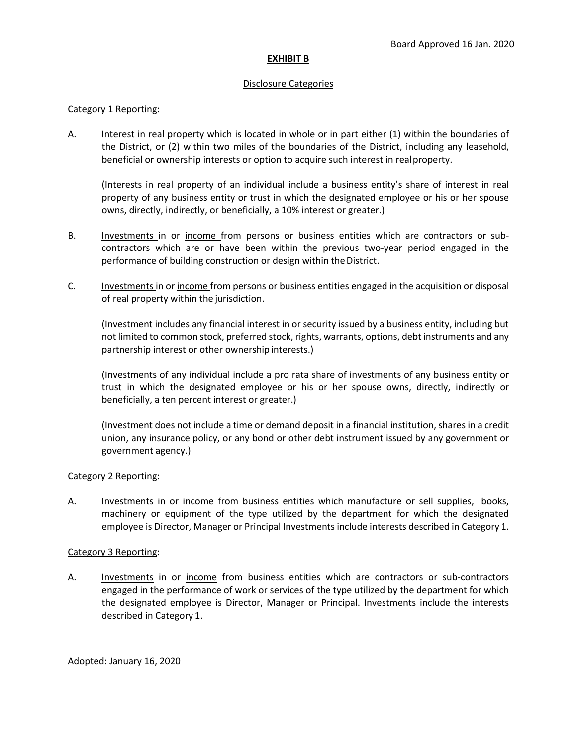Board Approved 16 Jan. 2020

# EXHIBIT B

## Disclosure Categories

### Category 1 Reporting:

A. Interest in real property which is located in whole or in part either (1) within the boundaries of the District, or (2) within two miles of the boundaries of the District, including any leasehold, beneficial or ownership interests or option to acquire such interest in real property.

(Interests in real property of an individual include a business entity's share of interest in real property of any business entity or trust in which the designated employee or his or her spouse owns, directly, indirectly, or beneficially, a 10% interest or greater.)

B. Investments in or income from persons or business entities which are contractors or sub-contractors which are or have been within the previous two-year period engaged in the performance of building construction or design within the District.

C. Investments in or income from persons or business entities engaged in the acquisition or disposal of real property within the jurisdiction.

(Investment includes any financial interest in or security issued by a business entity, including but not limited to common stock, preferred stock, rights, warrants, options, debt instruments and any partnership interest or other ownership interests.)

(Investments of any individual include a pro rata share of investments of any business entity or trust in which the designated employee or his or her spouse owns, directly, indirectly or beneficially, a ten percent interest or greater.)

(Investment does not include a time or demand deposit in a financial institution, shares in a credit union, any insurance policy, or any bond or other debt instrument issued by any government or government agency.)

### Category 2 Reporting:

A. Investments in or income from business entities which manufacture or sell supplies, books, machinery or equipment of the type utilized by the department for which the designated employee is Director, Manager or Principal Investments include interests described in Category 1.

### Category 3 Reporting:

A. Investments in or income from business entities which are contractors or sub-contractors engaged in the performance of work or services of the type utilized by the department for which the designated employee is Director, Manager or Principal. Investments include the interests described in Category 1.

Adopted: January 16, 2020